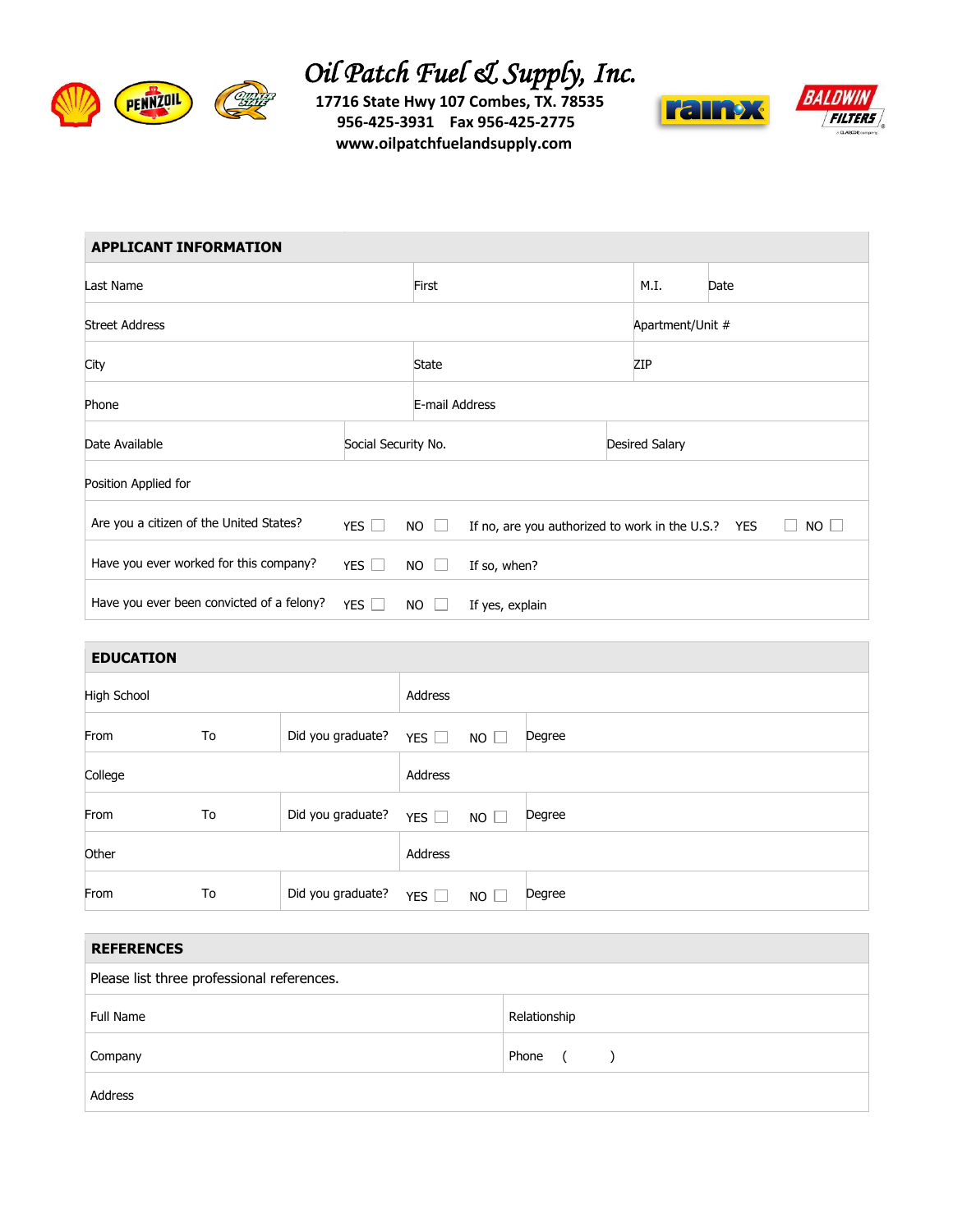# Oil Patch Fuel & Supply, Inc.

**17716 State Hwy 107 Combes, TX. 78535**
**956-425-3931 Fax 956-425-2775**
**www.oilpatchfuelandsupply.com**

| **APPLICANT INFORMATION** | | | | | | |
|---|---|---|---|---|---|---|
| Last Name | | First | | M.I. | Date | |
| Street Address | | | | Apartment/Unit # | | |
| City | | State | | ZIP | | |
| Phone | | E-mail Address | | | | |
| Date Available | Social Security No. | | Desired Salary | | | |
| Position Applied for | | | | | | |
| Are you a citizen of the United States? | YES ☐ | NO ☐ | If no, are you authorized to work in the U.S.? | YES ☐ | NO ☐ | |
| Have you ever worked for this company? | YES ☐ | NO ☐ | If so, when? | | | |
| Have you ever been convicted of a felony? | YES ☐ | NO ☐ | If yes, explain | | | |

| **EDUCATION** | | | | | |
|---|---|---|---|---|---|
| High School | | | Address | | |
| From | To | Did you graduate? | YES ☐ | NO ☐ | Degree |
| College | | | Address | | |
| From | To | Did you graduate? | YES ☐ | NO ☐ | Degree |
| Other | | | Address | | |
| From | To | Did you graduate? | YES ☐ | NO ☐ | Degree |

| **REFERENCES** | |
|---|---|
| Please list three professional references. | |
| Full Name | Relationship |
| Company | Phone ( ) |
| Address | |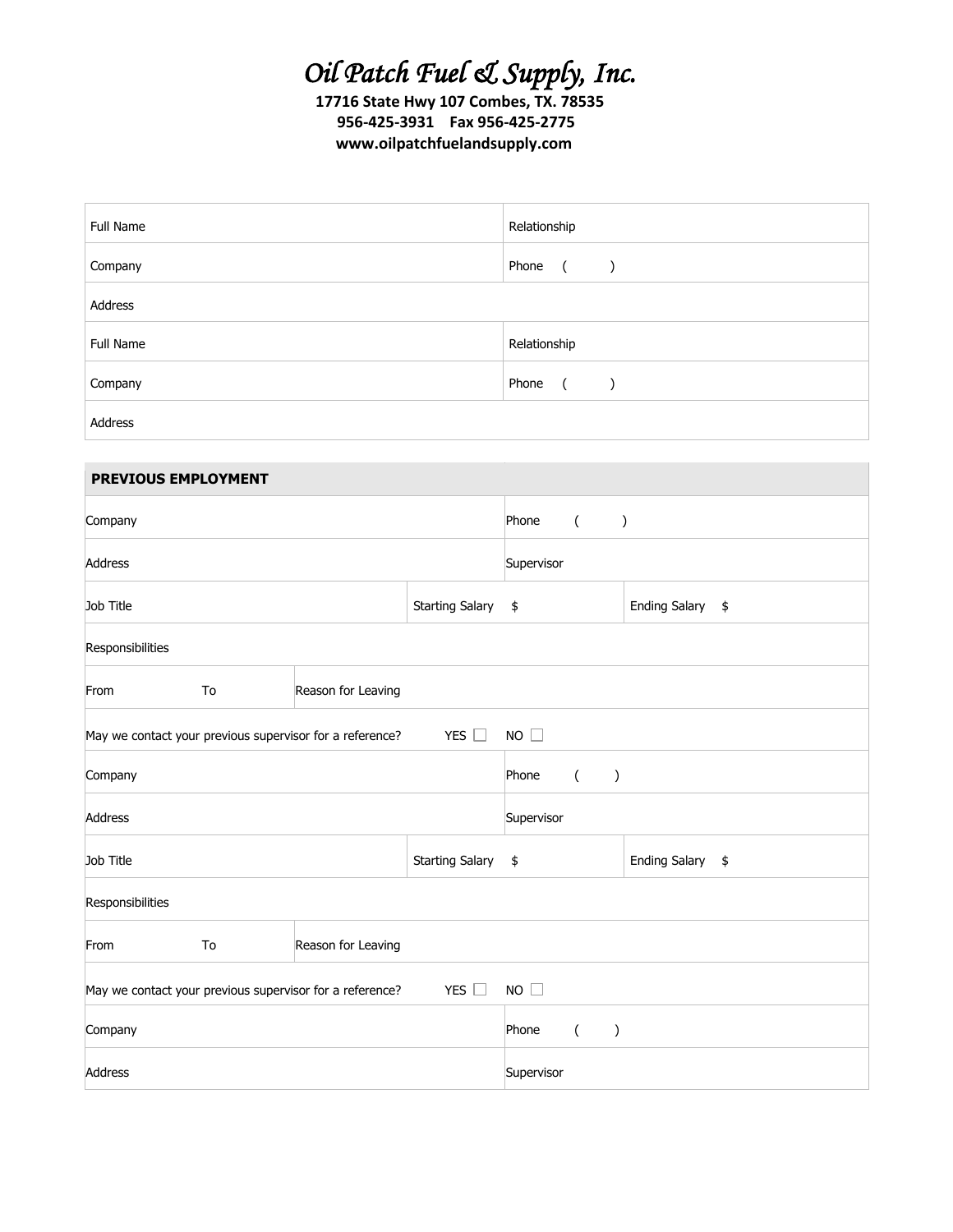# *Oil Patch Fuel & Supply, Inc.*

**17716 State Hwy 107 Combes, TX. 78535**
**956-425-3931 Fax 956-425-2775**
**www.oilpatchfuelandsupply.com**

| | |
|---|---|
| Full Name | Relationship |
| Company | Phone ( ) |
| Address | |
| Full Name | Relationship |
| Company | Phone ( ) |
| Address | |

| **PREVIOUS EMPLOYMENT** | | | | |
|---|---|---|---|---|
| Company | | | Phone ( ) | |
| Address | | | Supervisor | |
| Job Title | | Starting Salary | $ | Ending Salary $ |
| Responsibilities | | | | |
| From | To | Reason for Leaving | | |
| May we contact your previous supervisor for a reference? | | YES ☐ | NO ☐ | |
| Company | | | Phone ( ) | |
| Address | | | Supervisor | |
| Job Title | | Starting Salary | $ | Ending Salary $ |
| Responsibilities | | | | |
| From | To | Reason for Leaving | | |
| May we contact your previous supervisor for a reference? | | YES ☐ | NO ☐ | |
| Company | | | Phone ( ) | |
| Address | | | Supervisor | |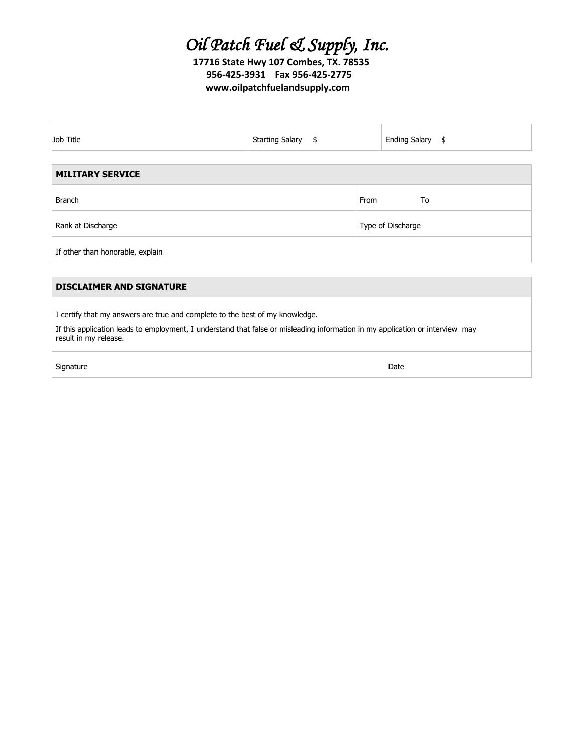# *Oil Patch Fuel & Supply, Inc.*

**17716 State Hwy 107 Combes, TX. 78535**
**956-425-3931 Fax 956-425-2775**
**www.oilpatchfuelandsupply.com**

| | | |
|---|---|---|
| Job Title | Starting Salary $ | Ending Salary $ |

## MILITARY SERVICE

| | |
|---|---|
| Branch | From To |
| Rank at Discharge | Type of Discharge |
| If other than honorable, explain | |

## DISCLAIMER AND SIGNATURE

I certify that my answers are true and complete to the best of my knowledge.

If this application leads to employment, I understand that false or misleading information in my application or interview may result in my release.

| | |
|---|---|
| Signature | Date |